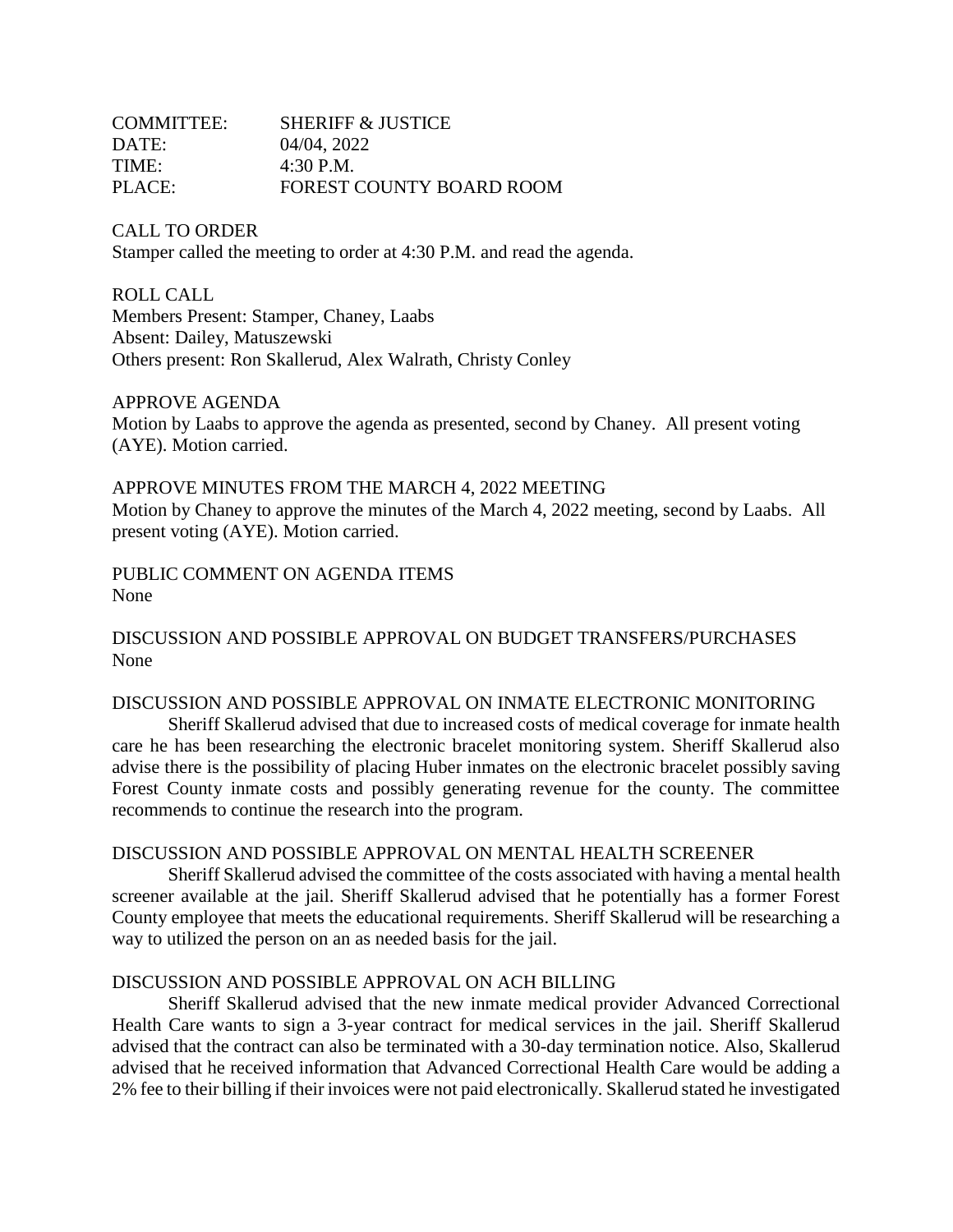COMMITTEE: SHERIFF & JUSTICE
DATE: 04/04, 2022
TIME: 4:30 P.M.
PLACE: FOREST COUNTY BOARD ROOM

CALL TO ORDER
Stamper called the meeting to order at 4:30 P.M. and read the agenda.

ROLL CALL
Members Present: Stamper, Chaney, Laabs
Absent: Dailey, Matuszewski
Others present: Ron Skallerud, Alex Walrath, Christy Conley

APPROVE AGENDA
Motion by Laabs to approve the agenda as presented, second by Chaney. All present voting (AYE). Motion carried.

APPROVE MINUTES FROM THE MARCH 4, 2022 MEETING
Motion by Chaney to approve the minutes of the March 4, 2022 meeting, second by Laabs. All present voting (AYE). Motion carried.

PUBLIC COMMENT ON AGENDA ITEMS
None

DISCUSSION AND POSSIBLE APPROVAL ON BUDGET TRANSFERS/PURCHASES
None

DISCUSSION AND POSSIBLE APPROVAL ON INMATE ELECTRONIC MONITORING
Sheriff Skallerud advised that due to increased costs of medical coverage for inmate health care he has been researching the electronic bracelet monitoring system. Sheriff Skallerud also advise there is the possibility of placing Huber inmates on the electronic bracelet possibly saving Forest County inmate costs and possibly generating revenue for the county. The committee recommends to continue the research into the program.

DISCUSSION AND POSSIBLE APPROVAL ON MENTAL HEALTH SCREENER
Sheriff Skallerud advised the committee of the costs associated with having a mental health screener available at the jail. Sheriff Skallerud advised that he potentially has a former Forest County employee that meets the educational requirements. Sheriff Skallerud will be researching a way to utilized the person on an as needed basis for the jail.

DISCUSSION AND POSSIBLE APPROVAL ON ACH BILLING
Sheriff Skallerud advised that the new inmate medical provider Advanced Correctional Health Care wants to sign a 3-year contract for medical services in the jail. Sheriff Skallerud advised that the contract can also be terminated with a 30-day termination notice. Also, Skallerud advised that he received information that Advanced Correctional Health Care would be adding a 2% fee to their billing if their invoices were not paid electronically. Skallerud stated he investigated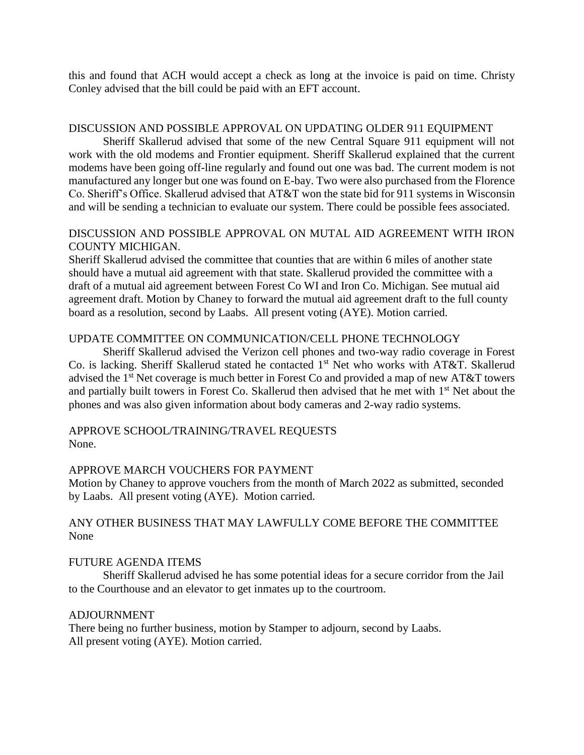this and found that ACH would accept a check as long at the invoice is paid on time. Christy Conley advised that the bill could be paid with an EFT account.

DISCUSSION AND POSSIBLE APPROVAL ON UPDATING OLDER 911 EQUIPMENT

Sheriff Skallerud advised that some of the new Central Square 911 equipment will not work with the old modems and Frontier equipment. Sheriff Skallerud explained that the current modems have been going off-line regularly and found out one was bad. The current modem is not manufactured any longer but one was found on E-bay. Two were also purchased from the Florence Co. Sheriff's Office. Skallerud advised that AT&T won the state bid for 911 systems in Wisconsin and will be sending a technician to evaluate our system. There could be possible fees associated.

DISCUSSION AND POSSIBLE APPROVAL ON MUTAL AID AGREEMENT WITH IRON COUNTY MICHIGAN.

Sheriff Skallerud advised the committee that counties that are within 6 miles of another state should have a mutual aid agreement with that state. Skallerud provided the committee with a draft of a mutual aid agreement between Forest Co WI and Iron Co. Michigan. See mutual aid agreement draft. Motion by Chaney to forward the mutual aid agreement draft to the full county board as a resolution, second by Laabs. All present voting (AYE). Motion carried.

UPDATE COMMITTEE ON COMMUNICATION/CELL PHONE TECHNOLOGY

Sheriff Skallerud advised the Verizon cell phones and two-way radio coverage in Forest Co. is lacking. Sheriff Skallerud stated he contacted 1st Net who works with AT&T. Skallerud advised the 1st Net coverage is much better in Forest Co and provided a map of new AT&T towers and partially built towers in Forest Co. Skallerud then advised that he met with 1st Net about the phones and was also given information about body cameras and 2-way radio systems.

APPROVE SCHOOL/TRAINING/TRAVEL REQUESTS
None.

APPROVE MARCH VOUCHERS FOR PAYMENT
Motion by Chaney to approve vouchers from the month of March 2022 as submitted, seconded by Laabs. All present voting (AYE). Motion carried.

ANY OTHER BUSINESS THAT MAY LAWFULLY COME BEFORE THE COMMITTEE
None

FUTURE AGENDA ITEMS

Sheriff Skallerud advised he has some potential ideas for a secure corridor from the Jail to the Courthouse and an elevator to get inmates up to the courtroom.

ADJOURNMENT
There being no further business, motion by Stamper to adjourn, second by Laabs.
All present voting (AYE). Motion carried.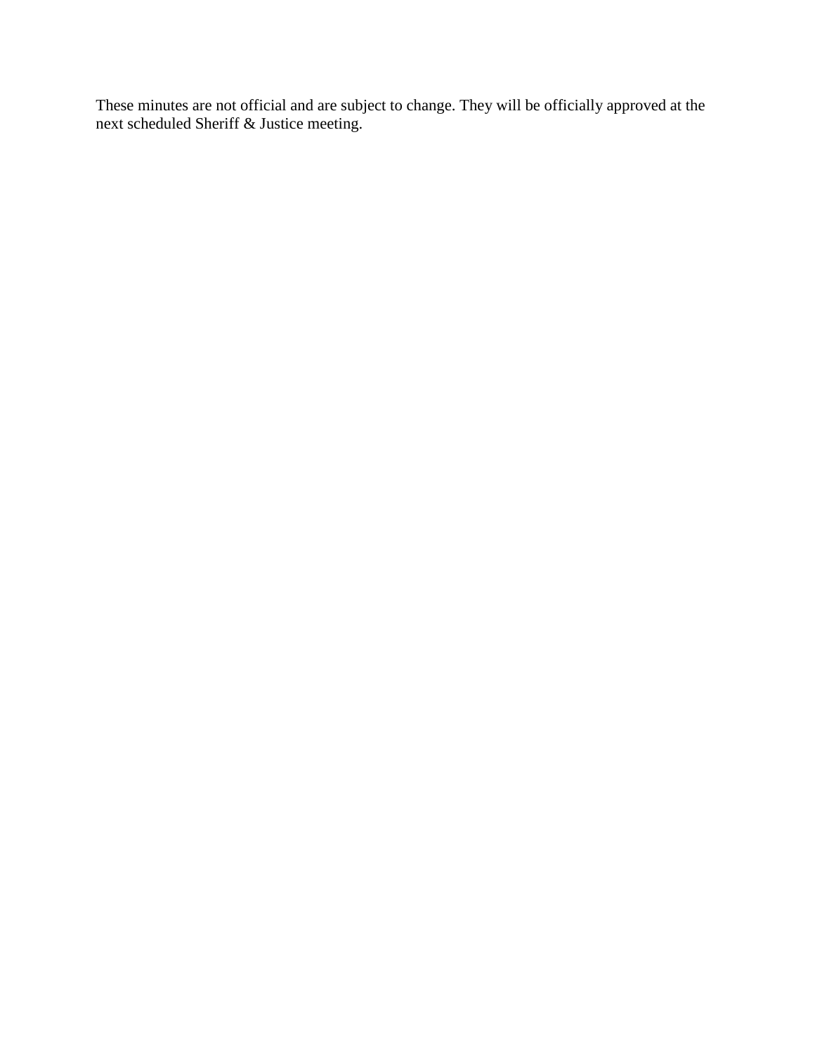These minutes are not official and are subject to change. They will be officially approved at the next scheduled Sheriff & Justice meeting.